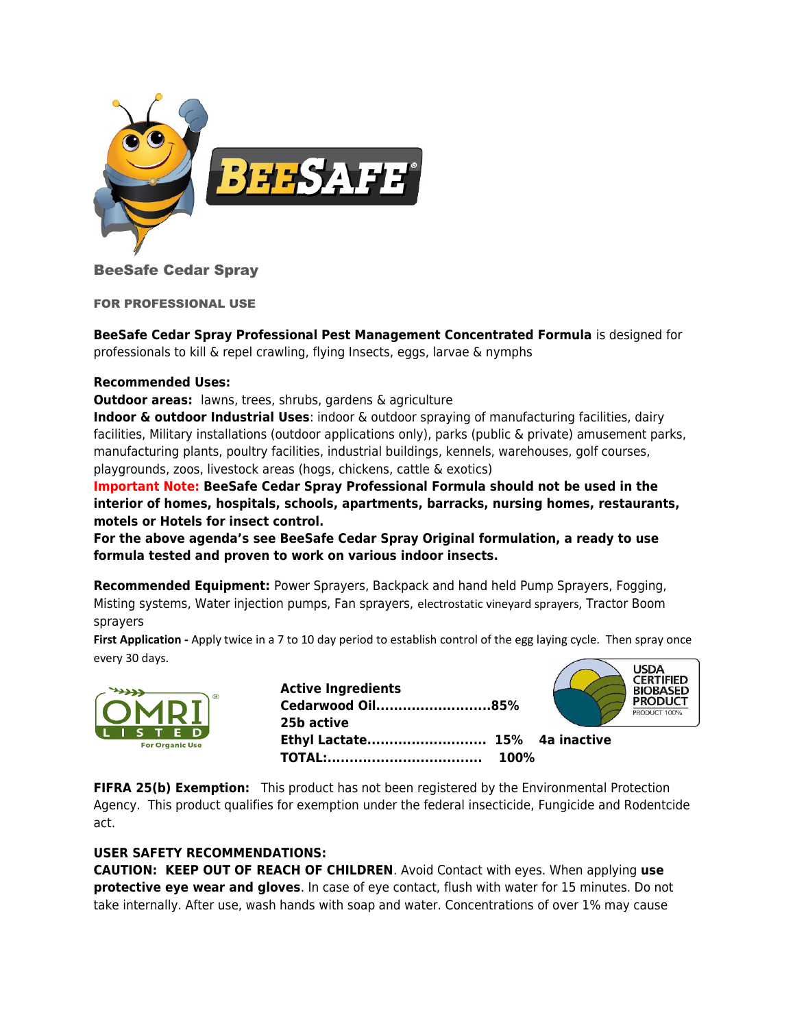# BeeSafe Cedar Spray

**FOR PROFESSIONAL USE**

**BeeSafe Cedar Spray Professional Pest Management Concentrated Formula** is designed for professionals to kill & repel crawling, flying Insects, eggs, larvae & nymphs

**Recommended Uses:**

**Outdoor areas:** lawns, trees, shrubs, gardens & agriculture

**Indoor & outdoor Industrial Uses**: indoor & outdoor spraying of manufacturing facilities, dairy facilities, Military installations (outdoor applications only), parks (public & private) amusement parks, manufacturing plants, poultry facilities, industrial buildings, kennels, warehouses, golf courses, playgrounds, zoos, livestock areas (hogs, chickens, cattle & exotics)

**Important Note: BeeSafe Cedar Spray Professional Formula should not be used in the interior of homes, hospitals, schools, apartments, barracks, nursing homes, restaurants, motels or Hotels for insect control.**

**For the above agenda's see BeeSafe Cedar Spray Original formulation, a ready to use formula tested and proven to work on various indoor insects.**

**Recommended Equipment:** Power Sprayers, Backpack and hand held Pump Sprayers, Fogging, Misting systems, Water injection pumps, Fan sprayers, electrostatic vineyard sprayers, Tractor Boom sprayers

**First Application -** Apply twice in a 7 to 10 day period to establish control of the egg laying cycle. Then spray once every 30 days.

OMRI LISTED For Organic Use

USDA CERTIFIED BIOBASED PRODUCT PRODUCT 100%

**Active Ingredients**
**Cedarwood Oil..........................85%**
**25b active**
**Ethyl Lactate.......................... 15% 4a inactive**
**TOTAL:.................................. 100%**

**FIFRA 25(b) Exemption:** This product has not been registered by the Environmental Protection Agency. This product qualifies for exemption under the federal insecticide, Fungicide and Rodentcide act.

**USER SAFETY RECOMMENDATIONS:**

**CAUTION: KEEP OUT OF REACH OF CHILDREN**. Avoid Contact with eyes. When applying **use protective eye wear and gloves**. In case of eye contact, flush with water for 15 minutes. Do not take internally. After use, wash hands with soap and water. Concentrations of over 1% may cause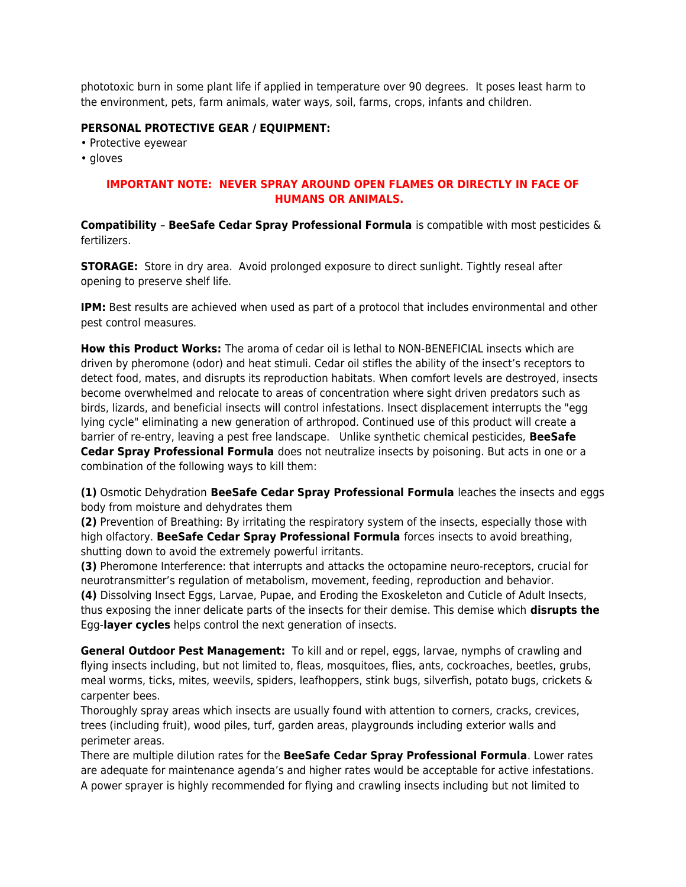phototoxic burn in some plant life if applied in temperature over 90 degrees.  It poses least harm to the environment, pets, farm animals, water ways, soil, farms, crops, infants and children.

**PERSONAL PROTECTIVE GEAR / EQUIPMENT:**

- Protective eyewear
- gloves

**IMPORTANT NOTE:  NEVER SPRAY AROUND OPEN FLAMES OR DIRECTLY IN FACE OF HUMANS OR ANIMALS.**

**Compatibility** – **BeeSafe Cedar Spray Professional Formula** is compatible with most pesticides & fertilizers.

**STORAGE:** Store in dry area.  Avoid prolonged exposure to direct sunlight. Tightly reseal after opening to preserve shelf life.

**IPM:** Best results are achieved when used as part of a protocol that includes environmental and other pest control measures.

**How this Product Works:** The aroma of cedar oil is lethal to NON-BENEFICIAL insects which are driven by pheromone (odor) and heat stimuli. Cedar oil stifles the ability of the insect's receptors to detect food, mates, and disrupts its reproduction habitats. When comfort levels are destroyed, insects become overwhelmed and relocate to areas of concentration where sight driven predators such as birds, lizards, and beneficial insects will control infestations. Insect displacement interrupts the "egg lying cycle" eliminating a new generation of arthropod. Continued use of this product will create a barrier of re-entry, leaving a pest free landscape.   Unlike synthetic chemical pesticides, **BeeSafe Cedar Spray Professional Formula** does not neutralize insects by poisoning. But acts in one or a combination of the following ways to kill them:

**(1)** Osmotic Dehydration **BeeSafe Cedar Spray Professional Formula** leaches the insects and eggs body from moisture and dehydrates them
**(2)** Prevention of Breathing: By irritating the respiratory system of the insects, especially those with high olfactory. **BeeSafe Cedar Spray Professional Formula** forces insects to avoid breathing, shutting down to avoid the extremely powerful irritants.
**(3)** Pheromone Interference: that interrupts and attacks the octopamine neuro-receptors, crucial for neurotransmitter's regulation of metabolism, movement, feeding, reproduction and behavior.
**(4)** Dissolving Insect Eggs, Larvae, Pupae, and Eroding the Exoskeleton and Cuticle of Adult Insects, thus exposing the inner delicate parts of the insects for their demise. This demise which **disrupts the** Egg-**layer cycles** helps control the next generation of insects.

**General Outdoor Pest Management:** To kill and or repel, eggs, larvae, nymphs of crawling and flying insects including, but not limited to, fleas, mosquitoes, flies, ants, cockroaches, beetles, grubs, meal worms, ticks, mites, weevils, spiders, leafhoppers, stink bugs, silverfish, potato bugs, crickets & carpenter bees.
Thoroughly spray areas which insects are usually found with attention to corners, cracks, crevices, trees (including fruit), wood piles, turf, garden areas, playgrounds including exterior walls and perimeter areas.
There are multiple dilution rates for the **BeeSafe Cedar Spray Professional Formula**. Lower rates are adequate for maintenance agenda's and higher rates would be acceptable for active infestations.
A power sprayer is highly recommended for flying and crawling insects including but not limited to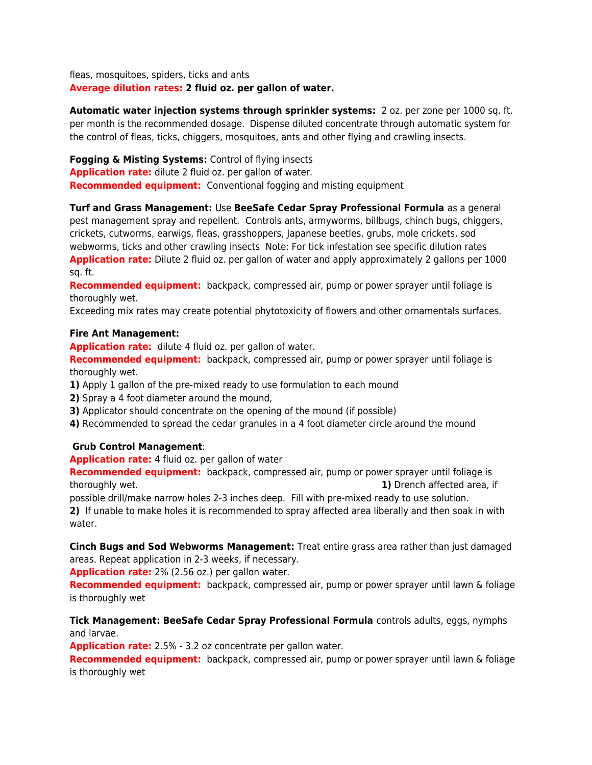fleas, mosquitoes, spiders, ticks and ants
**Average dilution rates:** **2 fluid oz. per gallon of water.**

**Automatic water injection systems through sprinkler systems:** 2 oz. per zone per 1000 sq. ft. per month is the recommended dosage. Dispense diluted concentrate through automatic system for the control of fleas, ticks, chiggers, mosquitoes, ants and other flying and crawling insects.

**Fogging & Misting Systems:** Control of flying insects
**Application rate:** dilute 2 fluid oz. per gallon of water.
**Recommended equipment:** Conventional fogging and misting equipment

**Turf and Grass Management:** Use **BeeSafe Cedar Spray Professional Formula** as a general pest management spray and repellent. Controls ants, armyworms, billbugs, chinch bugs, chiggers, crickets, cutworms, earwigs, fleas, grasshoppers, Japanese beetles, grubs, mole crickets, sod webworms, ticks and other crawling insects Note: For tick infestation see specific dilution rates
**Application rate:** Dilute 2 fluid oz. per gallon of water and apply approximately 2 gallons per 1000 sq. ft.
**Recommended equipment:** backpack, compressed air, pump or power sprayer until foliage is thoroughly wet.
Exceeding mix rates may create potential phytotoxicity of flowers and other ornamentals surfaces.

**Fire Ant Management:**
**Application rate:** dilute 4 fluid oz. per gallon of water.
**Recommended equipment:** backpack, compressed air, pump or power sprayer until foliage is thoroughly wet.
**1)** Apply 1 gallon of the pre-mixed ready to use formulation to each mound
**2)** Spray a 4 foot diameter around the mound,
**3)** Applicator should concentrate on the opening of the mound (if possible)
**4)** Recommended to spread the cedar granules in a 4 foot diameter circle around the mound

**Grub Control Management**:
**Application rate:** 4 fluid oz. per gallon of water
**Recommended equipment:** backpack, compressed air, pump or power sprayer until foliage is thoroughly wet.
**1)** Drench affected area, if possible drill/make narrow holes 2-3 inches deep. Fill with pre-mixed ready to use solution.
**2)** If unable to make holes it is recommended to spray affected area liberally and then soak in with water.

**Cinch Bugs and Sod Webworms Management:** Treat entire grass area rather than just damaged areas. Repeat application in 2-3 weeks, if necessary.
**Application rate:** 2% (2.56 oz.) per gallon water.
**Recommended equipment:** backpack, compressed air, pump or power sprayer until lawn & foliage is thoroughly wet

**Tick Management: BeeSafe Cedar Spray Professional Formula** controls adults, eggs, nymphs and larvae.
**Application rate:** 2.5% - 3.2 oz concentrate per gallon water.
**Recommended equipment:** backpack, compressed air, pump or power sprayer until lawn & foliage is thoroughly wet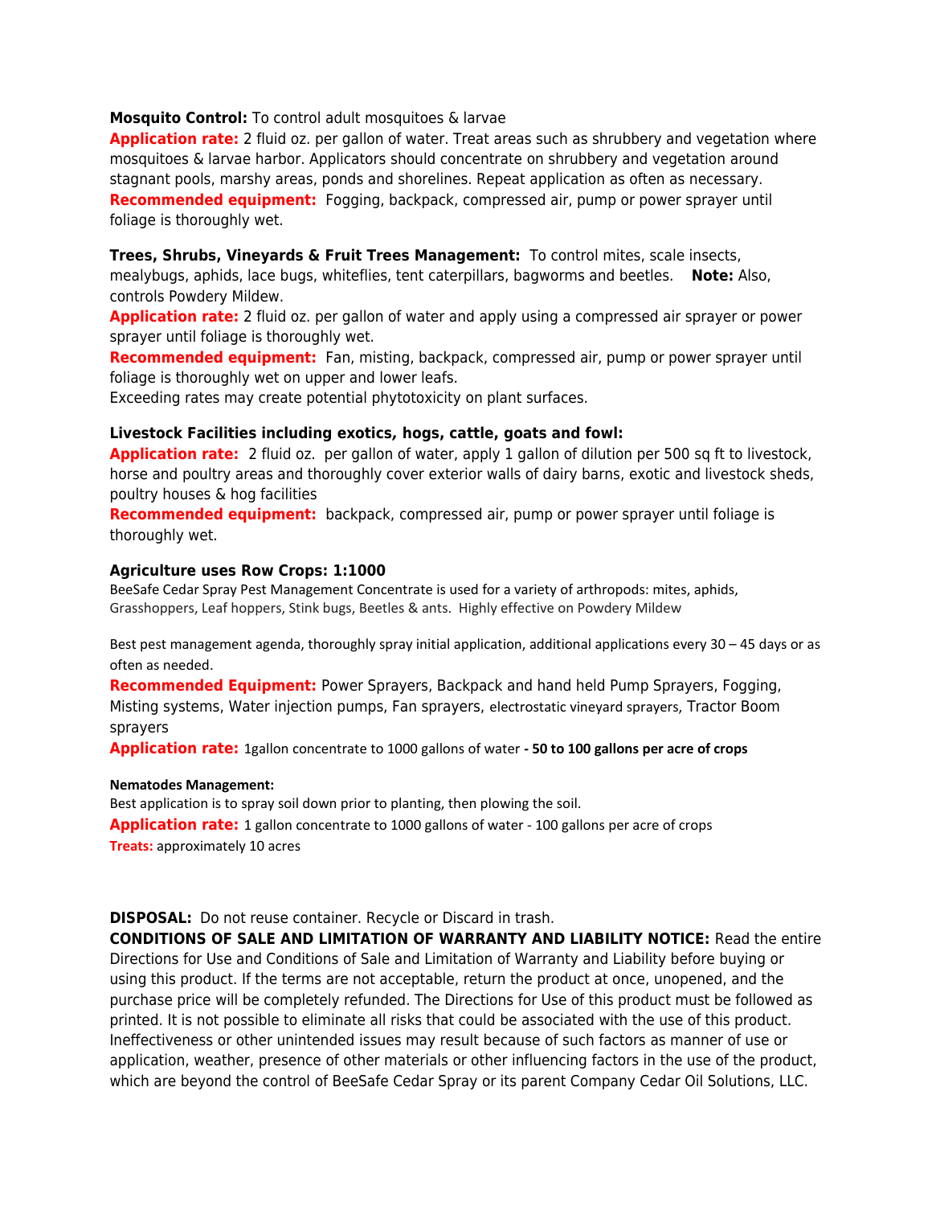**Mosquito Control:** To control adult mosquitoes & larvae

**Application rate:** 2 fluid oz. per gallon of water. Treat areas such as shrubbery and vegetation where mosquitoes & larvae harbor. Applicators should concentrate on shrubbery and vegetation around stagnant pools, marshy areas, ponds and shorelines. Repeat application as often as necessary.

**Recommended equipment:** Fogging, backpack, compressed air, pump or power sprayer until foliage is thoroughly wet.

**Trees, Shrubs, Vineyards & Fruit Trees Management:** To control mites, scale insects, mealybugs, aphids, lace bugs, whiteflies, tent caterpillars, bagworms and beetles. **Note:** Also, controls Powdery Mildew.

**Application rate:** 2 fluid oz. per gallon of water and apply using a compressed air sprayer or power sprayer until foliage is thoroughly wet.

**Recommended equipment:** Fan, misting, backpack, compressed air, pump or power sprayer until foliage is thoroughly wet on upper and lower leafs.

Exceeding rates may create potential phytotoxicity on plant surfaces.

**Livestock Facilities including exotics, hogs, cattle, goats and fowl:**

**Application rate:** 2 fluid oz. per gallon of water, apply 1 gallon of dilution per 500 sq ft to livestock, horse and poultry areas and thoroughly cover exterior walls of dairy barns, exotic and livestock sheds, poultry houses & hog facilities

**Recommended equipment:** backpack, compressed air, pump or power sprayer until foliage is thoroughly wet.

**Agriculture uses Row Crops: 1:1000**

BeeSafe Cedar Spray Pest Management Concentrate is used for a variety of arthropods: mites, aphids, Grasshoppers, Leaf hoppers, Stink bugs, Beetles & ants. Highly effective on Powdery Mildew

Best pest management agenda, thoroughly spray initial application, additional applications every 30 – 45 days or as often as needed.

**Recommended Equipment:** Power Sprayers, Backpack and hand held Pump Sprayers, Fogging, Misting systems, Water injection pumps, Fan sprayers, electrostatic vineyard sprayers, Tractor Boom sprayers

**Application rate:** 1gallon concentrate to 1000 gallons of water **- 50 to 100 gallons per acre of crops**

**Nematodes Management:**

Best application is to spray soil down prior to planting, then plowing the soil.

**Application rate:** 1 gallon concentrate to 1000 gallons of water - 100 gallons per acre of crops

**Treats:** approximately 10 acres

**DISPOSAL:** Do not reuse container. Recycle or Discard in trash.

**CONDITIONS OF SALE AND LIMITATION OF WARRANTY AND LIABILITY NOTICE:** Read the entire Directions for Use and Conditions of Sale and Limitation of Warranty and Liability before buying or using this product. If the terms are not acceptable, return the product at once, unopened, and the purchase price will be completely refunded. The Directions for Use of this product must be followed as printed. It is not possible to eliminate all risks that could be associated with the use of this product. Ineffectiveness or other unintended issues may result because of such factors as manner of use or application, weather, presence of other materials or other influencing factors in the use of the product, which are beyond the control of BeeSafe Cedar Spray or its parent Company Cedar Oil Solutions, LLC.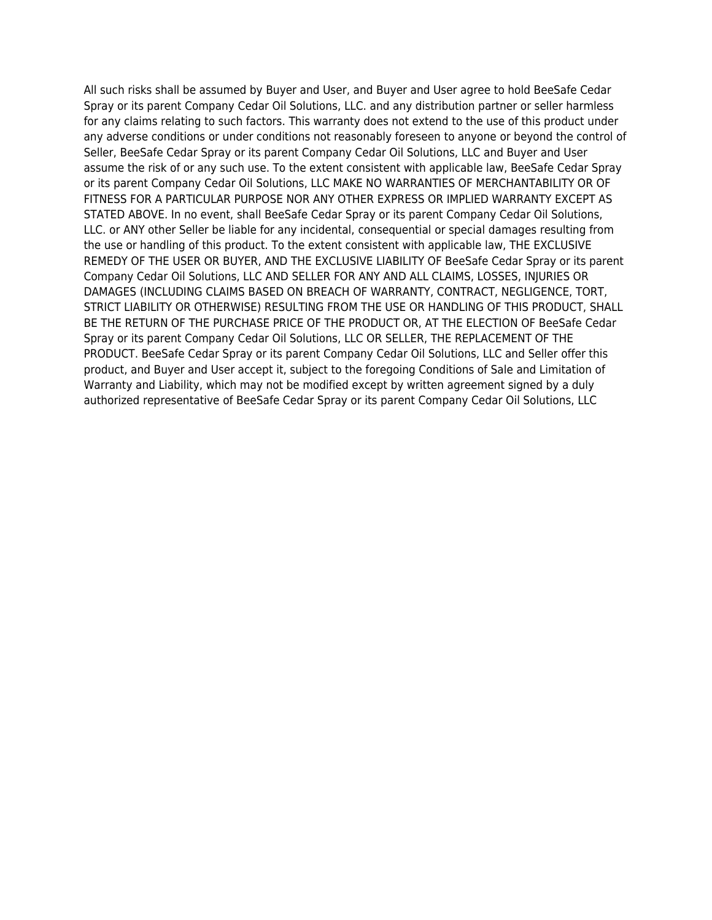All such risks shall be assumed by Buyer and User, and Buyer and User agree to hold BeeSafe Cedar Spray or its parent Company Cedar Oil Solutions, LLC. and any distribution partner or seller harmless for any claims relating to such factors. This warranty does not extend to the use of this product under any adverse conditions or under conditions not reasonably foreseen to anyone or beyond the control of Seller, BeeSafe Cedar Spray or its parent Company Cedar Oil Solutions, LLC and Buyer and User assume the risk of or any such use. To the extent consistent with applicable law, BeeSafe Cedar Spray or its parent Company Cedar Oil Solutions, LLC MAKE NO WARRANTIES OF MERCHANTABILITY OR OF FITNESS FOR A PARTICULAR PURPOSE NOR ANY OTHER EXPRESS OR IMPLIED WARRANTY EXCEPT AS STATED ABOVE. In no event, shall BeeSafe Cedar Spray or its parent Company Cedar Oil Solutions, LLC. or ANY other Seller be liable for any incidental, consequential or special damages resulting from the use or handling of this product. To the extent consistent with applicable law, THE EXCLUSIVE REMEDY OF THE USER OR BUYER, AND THE EXCLUSIVE LIABILITY OF BeeSafe Cedar Spray or its parent Company Cedar Oil Solutions, LLC AND SELLER FOR ANY AND ALL CLAIMS, LOSSES, INJURIES OR DAMAGES (INCLUDING CLAIMS BASED ON BREACH OF WARRANTY, CONTRACT, NEGLIGENCE, TORT, STRICT LIABILITY OR OTHERWISE) RESULTING FROM THE USE OR HANDLING OF THIS PRODUCT, SHALL BE THE RETURN OF THE PURCHASE PRICE OF THE PRODUCT OR, AT THE ELECTION OF BeeSafe Cedar Spray or its parent Company Cedar Oil Solutions, LLC OR SELLER, THE REPLACEMENT OF THE PRODUCT. BeeSafe Cedar Spray or its parent Company Cedar Oil Solutions, LLC and Seller offer this product, and Buyer and User accept it, subject to the foregoing Conditions of Sale and Limitation of Warranty and Liability, which may not be modified except by written agreement signed by a duly authorized representative of BeeSafe Cedar Spray or its parent Company Cedar Oil Solutions, LLC